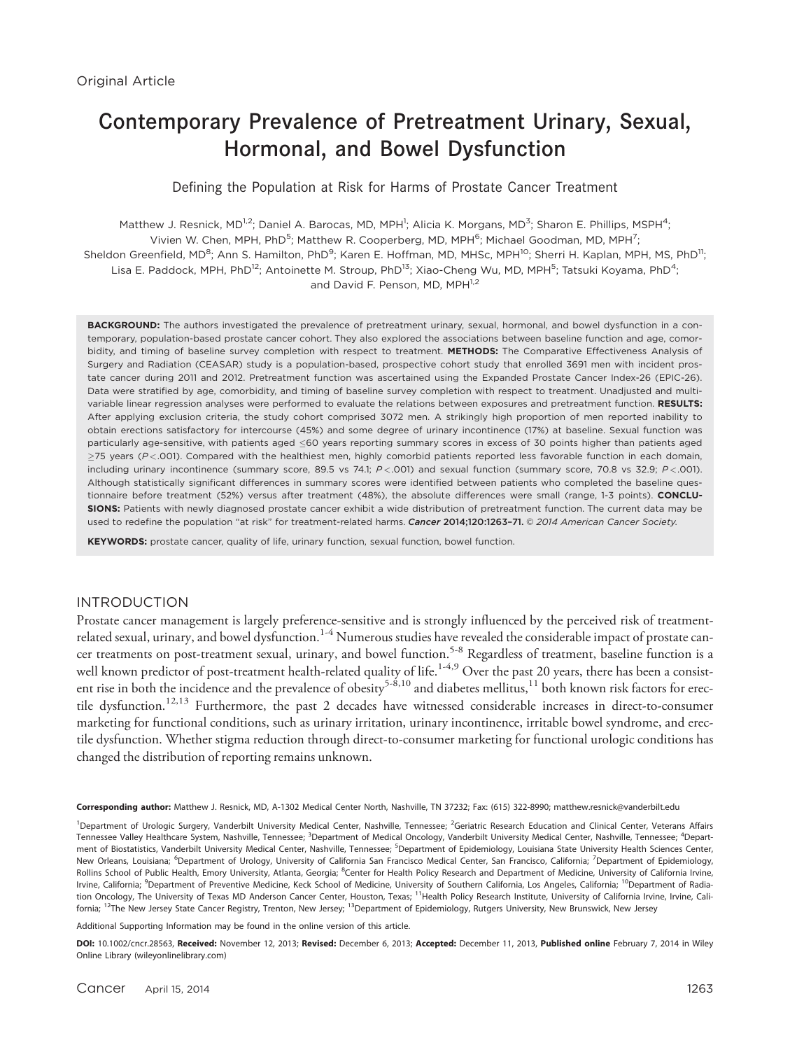Original Article

# Contemporary Prevalence of Pretreatment Urinary, Sexual, Hormonal, and Bowel Dysfunction

## Defining the Population at Risk for Harms of Prostate Cancer Treatment

Matthew J. Resnick, MD[1,2]; Daniel A. Barocas, MD, MPH[1]; Alicia K. Morgans, MD[3]; Sharon E. Phillips, MSPH[4]; Vivien W. Chen, MPH, PhD[5]; Matthew R. Cooperberg, MD, MPH[6]; Michael Goodman, MD, MPH[7]; Sheldon Greenfield, MD[8]; Ann S. Hamilton, PhD[9]; Karen E. Hoffman, MD, MHSc, MPH[10]; Sherri H. Kaplan, MPH, MS, PhD[11]; Lisa E. Paddock, MPH, PhD[12]; Antoinette M. Stroup, PhD[13]; Xiao-Cheng Wu, MD, MPH[5]; Tatsuki Koyama, PhD[4]; and David F. Penson, MD, MPH[1,2]

**BACKGROUND:** The authors investigated the prevalence of pretreatment urinary, sexual, hormonal, and bowel dysfunction in a contemporary, population-based prostate cancer cohort. They also explored the associations between baseline function and age, comorbidity, and timing of baseline survey completion with respect to treatment. **METHODS:** The Comparative Effectiveness Analysis of Surgery and Radiation (CEASAR) study is a population-based, prospective cohort study that enrolled 3691 men with incident prostate cancer during 2011 and 2012. Pretreatment function was ascertained using the Expanded Prostate Cancer Index-26 (EPIC-26). Data were stratified by age, comorbidity, and timing of baseline survey completion with respect to treatment. Unadjusted and multivariable linear regression analyses were performed to evaluate the relations between exposures and pretreatment function. **RESULTS:** After applying exclusion criteria, the study cohort comprised 3072 men. A strikingly high proportion of men reported inability to obtain erections satisfactory for intercourse (45%) and some degree of urinary incontinence (17%) at baseline. Sexual function was particularly age-sensitive, with patients aged ≤60 years reporting summary scores in excess of 30 points higher than patients aged ≥75 years ($P<.001$). Compared with the healthiest men, highly comorbid patients reported less favorable function in each domain, including urinary incontinence (summary score, 89.5 vs 74.1; $P<.001$) and sexual function (summary score, 70.8 vs 32.9; $P<.001$). Although statistically significant differences in summary scores were identified between patients who completed the baseline questionnaire before treatment (52%) versus after treatment (48%), the absolute differences were small (range, 1-3 points). **CONCLUSIONS:** Patients with newly diagnosed prostate cancer exhibit a wide distribution of pretreatment function. The current data may be used to redefine the population "at risk" for treatment-related harms. *Cancer* 2014;120:1263–71. © *2014 American Cancer Society.*

**KEYWORDS:** prostate cancer, quality of life, urinary function, sexual function, bowel function.

## INTRODUCTION

Prostate cancer management is largely preference-sensitive and is strongly influenced by the perceived risk of treatment-related sexual, urinary, and bowel dysfunction.[1-4] Numerous studies have revealed the considerable impact of prostate cancer treatments on post-treatment sexual, urinary, and bowel function.[5-8] Regardless of treatment, baseline function is a well known predictor of post-treatment health-related quality of life.[1-4,9] Over the past 20 years, there has been a consistent rise in both the incidence and the prevalence of obesity[5-8,10] and diabetes mellitus,[11] both known risk factors for erectile dysfunction.[12,13] Furthermore, the past 2 decades have witnessed considerable increases in direct-to-consumer marketing for functional conditions, such as urinary irritation, urinary incontinence, irritable bowel syndrome, and erectile dysfunction. Whether stigma reduction through direct-to-consumer marketing for functional urologic conditions has changed the distribution of reporting remains unknown.

**Corresponding author:** Matthew J. Resnick, MD, A-1302 Medical Center North, Nashville, TN 37232; Fax: (615) 322-8990; matthew.resnick@vanderbilt.edu

[1]Department of Urologic Surgery, Vanderbilt University Medical Center, Nashville, Tennessee; [2]Geriatric Research Education and Clinical Center, Veterans Affairs Tennessee Valley Healthcare System, Nashville, Tennessee; [3]Department of Medical Oncology, Vanderbilt University Medical Center, Nashville, Tennessee; [4]Department of Biostatistics, Vanderbilt University Medical Center, Nashville, Tennessee; [5]Department of Epidemiology, Louisiana State University Health Sciences Center, New Orleans, Louisiana; [6]Department of Urology, University of California San Francisco Medical Center, San Francisco, California; [7]Department of Epidemiology, Rollins School of Public Health, Emory University, Atlanta, Georgia; [8]Center for Health Policy Research and Department of Medicine, University of California Irvine, Irvine, California; [9]Department of Preventive Medicine, Keck School of Medicine, University of Southern California, Los Angeles, California; [10]Department of Radiation Oncology, The University of Texas MD Anderson Cancer Center, Houston, Texas; [11]Health Policy Research Institute, University of California Irvine, Irvine, California; [12]The New Jersey State Cancer Registry, Trenton, New Jersey; [13]Department of Epidemiology, Rutgers University, New Brunswick, New Jersey

Additional Supporting Information may be found in the online version of this article.

**DOI:** 10.1002/cncr.28563, **Received:** November 12, 2013; **Revised:** December 6, 2013; **Accepted:** December 11, 2013, **Published online** February 7, 2014 in Wiley Online Library (wileyonlinelibrary.com)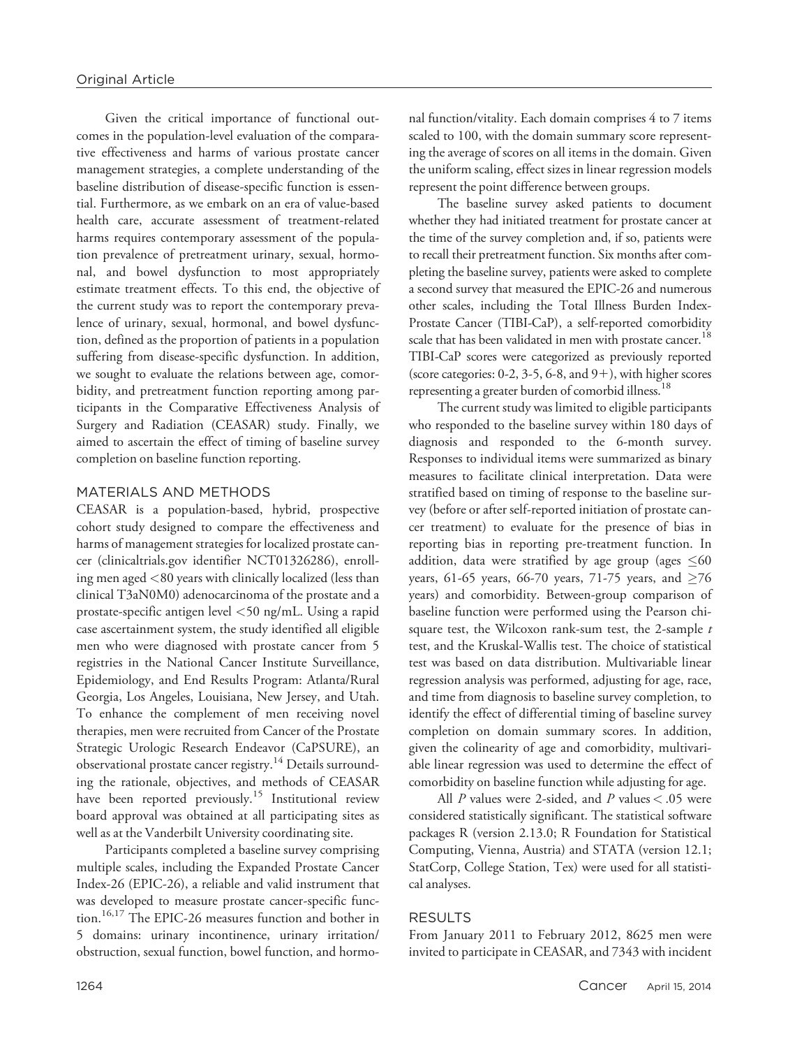Given the critical importance of functional outcomes in the population-level evaluation of the comparative effectiveness and harms of various prostate cancer management strategies, a complete understanding of the baseline distribution of disease-specific function is essential. Furthermore, as we embark on an era of value-based health care, accurate assessment of treatment-related harms requires contemporary assessment of the population prevalence of pretreatment urinary, sexual, hormonal, and bowel dysfunction to most appropriately estimate treatment effects. To this end, the objective of the current study was to report the contemporary prevalence of urinary, sexual, hormonal, and bowel dysfunction, defined as the proportion of patients in a population suffering from disease-specific dysfunction. In addition, we sought to evaluate the relations between age, comorbidity, and pretreatment function reporting among participants in the Comparative Effectiveness Analysis of Surgery and Radiation (CEASAR) study. Finally, we aimed to ascertain the effect of timing of baseline survey completion on baseline function reporting.

## MATERIALS AND METHODS

CEASAR is a population-based, hybrid, prospective cohort study designed to compare the effectiveness and harms of management strategies for localized prostate cancer (clinicaltrials.gov identifier NCT01326286), enrolling men aged <80 years with clinically localized (less than clinical T3aN0M0) adenocarcinoma of the prostate and a prostate-specific antigen level <50 ng/mL. Using a rapid case ascertainment system, the study identified all eligible men who were diagnosed with prostate cancer from 5 registries in the National Cancer Institute Surveillance, Epidemiology, and End Results Program: Atlanta/Rural Georgia, Los Angeles, Louisiana, New Jersey, and Utah. To enhance the complement of men receiving novel therapies, men were recruited from Cancer of the Prostate Strategic Urologic Research Endeavor (CaPSURE), an observational prostate cancer registry.[14] Details surrounding the rationale, objectives, and methods of CEASAR have been reported previously.[15] Institutional review board approval was obtained at all participating sites as well as at the Vanderbilt University coordinating site.

Participants completed a baseline survey comprising multiple scales, including the Expanded Prostate Cancer Index-26 (EPIC-26), a reliable and valid instrument that was developed to measure prostate cancer-specific function.[16,17] The EPIC-26 measures function and bother in 5 domains: urinary incontinence, urinary irritation/obstruction, sexual function, bowel function, and hormonal function/vitality. Each domain comprises 4 to 7 items scaled to 100, with the domain summary score representing the average of scores on all items in the domain. Given the uniform scaling, effect sizes in linear regression models represent the point difference between groups.

The baseline survey asked patients to document whether they had initiated treatment for prostate cancer at the time of the survey completion and, if so, patients were to recall their pretreatment function. Six months after completing the baseline survey, patients were asked to complete a second survey that measured the EPIC-26 and numerous other scales, including the Total Illness Burden Index-Prostate Cancer (TIBI-CaP), a self-reported comorbidity scale that has been validated in men with prostate cancer.[18] TIBI-CaP scores were categorized as previously reported (score categories: 0-2, 3-5, 6-8, and 9+), with higher scores representing a greater burden of comorbid illness.[18]

The current study was limited to eligible participants who responded to the baseline survey within 180 days of diagnosis and responded to the 6-month survey. Responses to individual items were summarized as binary measures to facilitate clinical interpretation. Data were stratified based on timing of response to the baseline survey (before or after self-reported initiation of prostate cancer treatment) to evaluate for the presence of bias in reporting bias in reporting pre-treatment function. In addition, data were stratified by age group (ages ≤60 years, 61-65 years, 66-70 years, 71-75 years, and ≥76 years) and comorbidity. Between-group comparison of baseline function were performed using the Pearson chi-square test, the Wilcoxon rank-sum test, the 2-sample *t* test, and the Kruskal-Wallis test. The choice of statistical test was based on data distribution. Multivariable linear regression analysis was performed, adjusting for age, race, and time from diagnosis to baseline survey completion, to identify the effect of differential timing of baseline survey completion on domain summary scores. In addition, given the colinearity of age and comorbidity, multivariable linear regression was used to determine the effect of comorbidity on baseline function while adjusting for age.

All *P* values were 2-sided, and *P* values < .05 were considered statistically significant. The statistical software packages R (version 2.13.0; R Foundation for Statistical Computing, Vienna, Austria) and STATA (version 12.1; StatCorp, College Station, Tex) were used for all statistical analyses.

## RESULTS

From January 2011 to February 2012, 8625 men were invited to participate in CEASAR, and 7343 with incident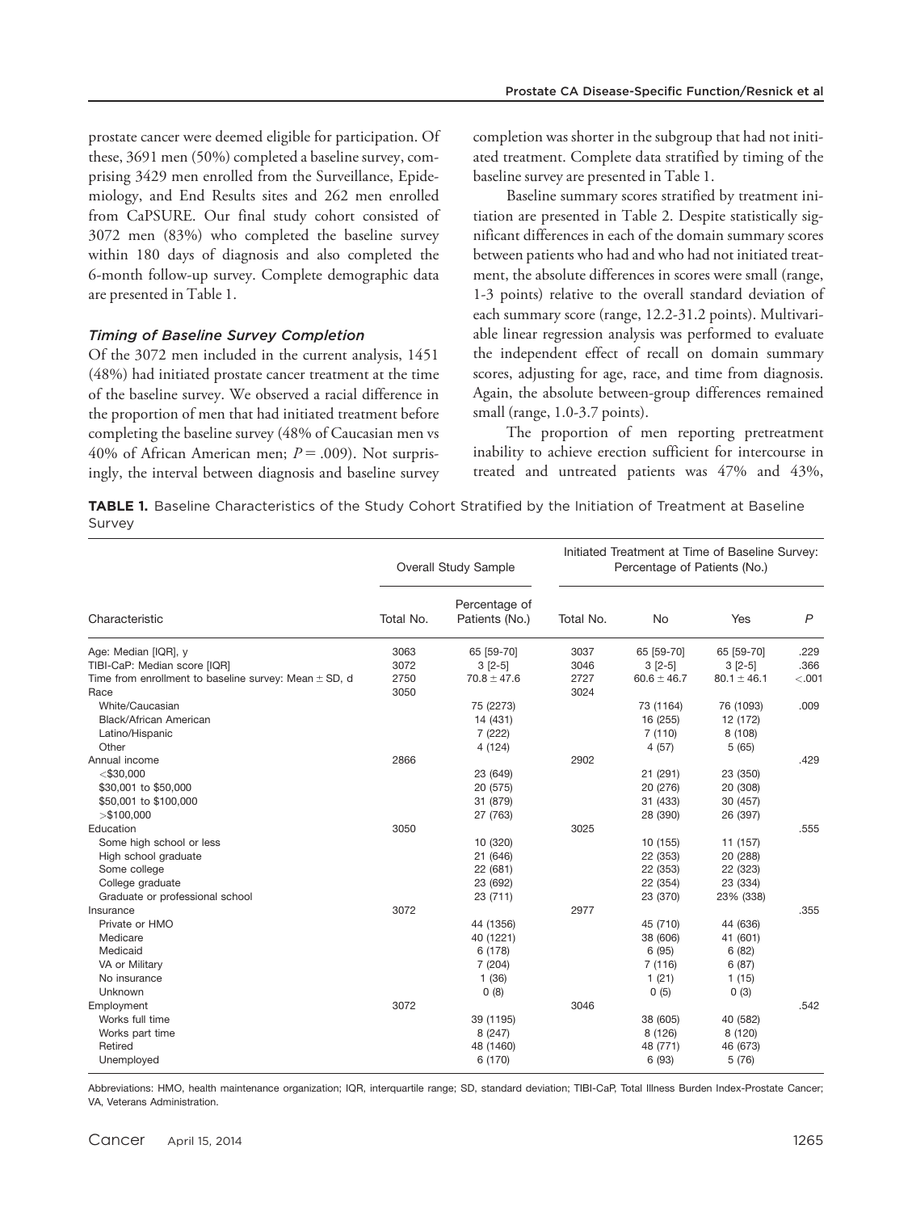prostate cancer were deemed eligible for participation. Of these, 3691 men (50%) completed a baseline survey, comprising 3429 men enrolled from the Surveillance, Epidemiology, and End Results sites and 262 men enrolled from CaPSURE. Our final study cohort consisted of 3072 men (83%) who completed the baseline survey within 180 days of diagnosis and also completed the 6-month follow-up survey. Complete demographic data are presented in Table 1.

### *Timing of Baseline Survey Completion*

Of the 3072 men included in the current analysis, 1451 (48%) had initiated prostate cancer treatment at the time of the baseline survey. We observed a racial difference in the proportion of men that had initiated treatment before completing the baseline survey (48% of Caucasian men vs 40% of African American men; $P = .009$). Not surprisingly, the interval between diagnosis and baseline survey completion was shorter in the subgroup that had not initiated treatment. Complete data stratified by timing of the baseline survey are presented in Table 1.

Baseline summary scores stratified by treatment initiation are presented in Table 2. Despite statistically significant differences in each of the domain summary scores between patients who had and who had not initiated treatment, the absolute differences in scores were small (range, 1-3 points) relative to the overall standard deviation of each summary score (range, 12.2-31.2 points). Multivariable linear regression analysis was performed to evaluate the independent effect of recall on domain summary scores, adjusting for age, race, and time from diagnosis. Again, the absolute between-group differences remained small (range, 1.0-3.7 points).

The proportion of men reporting pretreatment inability to achieve erection sufficient for intercourse in treated and untreated patients was 47% and 43%,

**TABLE 1.** Baseline Characteristics of the Study Cohort Stratified by the Initiation of Treatment at Baseline Survey

| | Overall Study Sample | | Initiated Treatment at Time of Baseline Survey: Percentage of Patients (No.) | | | |
|---|---|---|---|---|---|---|
| Characteristic | Total No. | Percentage of Patients (No.) | Total No. | No | Yes | *P* |
| Age: Median [IQR], y | 3063 | 65 [59-70] | 3037 | 65 [59-70] | 65 [59-70] | .229 |
| TIBI-CaP: Median score [IQR] | 3072 | 3 [2-5] | 3046 | 3 [2-5] | 3 [2-5] | .366 |
| Time from enrollment to baseline survey: Mean ± SD, d | 2750 | 70.8 ± 47.6 | 2727 | 60.6 ± 46.7 | 80.1 ± 46.1 | <.001 |
| Race | 3050 | | 3024 | | | |
| White/Caucasian | | 75 (2273) | | 73 (1164) | 76 (1093) | .009 |
| Black/African American | | 14 (431) | | 16 (255) | 12 (172) | |
| Latino/Hispanic | | 7 (222) | | 7 (110) | 8 (108) | |
| Other | | 4 (124) | | 4 (57) | 5 (65) | |
| Annual income | 2866 | | 2902 | | | .429 |
| <$30,000 | | 23 (649) | | 21 (291) | 23 (350) | |
| $30,001 to $50,000 | | 20 (575) | | 20 (276) | 20 (308) | |
| $50,001 to $100,000 | | 31 (879) | | 31 (433) | 30 (457) | |
| >$100,000 | | 27 (763) | | 28 (390) | 26 (397) | |
| Education | 3050 | | 3025 | | | .555 |
| Some high school or less | | 10 (320) | | 10 (155) | 11 (157) | |
| High school graduate | | 21 (646) | | 22 (353) | 20 (288) | |
| Some college | | 22 (681) | | 22 (353) | 22 (323) | |
| College graduate | | 23 (692) | | 22 (354) | 23 (334) | |
| Graduate or professional school | | 23 (711) | | 23 (370) | 23% (338) | |
| Insurance | 3072 | | 2977 | | | .355 |
| Private or HMO | | 44 (1356) | | 45 (710) | 44 (636) | |
| Medicare | | 40 (1221) | | 38 (606) | 41 (601) | |
| Medicaid | | 6 (178) | | 6 (95) | 6 (82) | |
| VA or Military | | 7 (204) | | 7 (116) | 6 (87) | |
| No insurance | | 1 (36) | | 1 (21) | 1 (15) | |
| Unknown | | 0 (8) | | 0 (5) | 0 (3) | |
| Employment | 3072 | | 3046 | | | .542 |
| Works full time | | 39 (1195) | | 38 (605) | 40 (582) | |
| Works part time | | 8 (247) | | 8 (126) | 8 (120) | |
| Retired | | 48 (1460) | | 48 (771) | 46 (673) | |
| Unemployed | | 6 (170) | | 6 (93) | 5 (76) | |

Abbreviations: HMO, health maintenance organization; IQR, interquartile range; SD, standard deviation; TIBI-CaP, Total Illness Burden Index-Prostate Cancer; VA, Veterans Administration.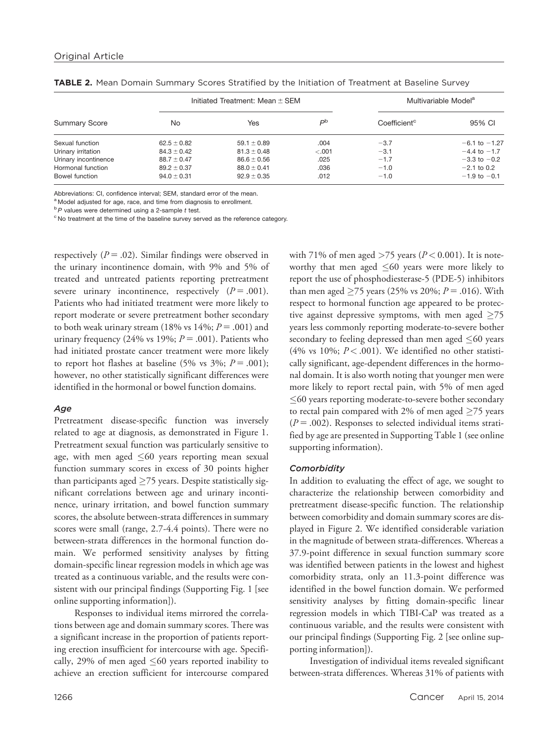**TABLE 2.** Mean Domain Summary Scores Stratified by the Initiation of Treatment at Baseline Survey

| Summary Score | Initiated Treatment: Mean ± SEM | | | Multivariable Model[a] | |
|---|---|---|---|---|---|
| | No | Yes | $P$[b] | Coefficient[c] | 95% CI |
| Sexual function | 62.5 ± 0.82 | 59.1 ± 0.89 | .004 | −3.7 | −6.1 to −1.27 |
| Urinary irritation | 84.3 ± 0.42 | 81.3 ± 0.48 | <.001 | −3.1 | −4.4 to −1.7 |
| Urinary incontinence | 88.7 ± 0.47 | 86.6 ± 0.56 | .025 | −1.7 | −3.3 to −0.2 |
| Hormonal function | 89.2 ± 0.37 | 88.0 ± 0.41 | .036 | −1.0 | −2.1 to 0.2 |
| Bowel function | 94.0 ± 0.31 | 92.9 ± 0.35 | .012 | −1.0 | −1.9 to −0.1 |

Abbreviations: CI, confidence interval; SEM, standard error of the mean.
[a] Model adjusted for age, race, and time from diagnosis to enrollment.
[b] $P$ values were determined using a 2-sample $t$ test.
[c] No treatment at the time of the baseline survey served as the reference category.

respectively ($P = .02$). Similar findings were observed in the urinary incontinence domain, with 9% and 5% of treated and untreated patients reporting pretreatment severe urinary incontinence, respectively ($P = .001$). Patients who had initiated treatment were more likely to report moderate or severe pretreatment bother secondary to both weak urinary stream (18% vs 14%; $P = .001$) and urinary frequency (24% vs 19%; $P = .001$). Patients who had initiated prostate cancer treatment were more likely to report hot flashes at baseline (5% vs 3%; $P = .001$); however, no other statistically significant differences were identified in the hormonal or bowel function domains.

### *Age*

Pretreatment disease-specific function was inversely related to age at diagnosis, as demonstrated in Figure 1. Pretreatment sexual function was particularly sensitive to age, with men aged ≤60 years reporting mean sexual function summary scores in excess of 30 points higher than participants aged ≥75 years. Despite statistically significant correlations between age and urinary incontinence, urinary irritation, and bowel function summary scores, the absolute between-strata differences in summary scores were small (range, 2.7-4.4 points). There were no between-strata differences in the hormonal function domain. We performed sensitivity analyses by fitting domain-specific linear regression models in which age was treated as a continuous variable, and the results were consistent with our principal findings (Supporting Fig. 1 [see online supporting information]).

Responses to individual items mirrored the correlations between age and domain summary scores. There was a significant increase in the proportion of patients reporting erection insufficient for intercourse with age. Specifically, 29% of men aged ≤60 years reported inability to achieve an erection sufficient for intercourse compared with 71% of men aged >75 years ($P < 0.001$). It is noteworthy that men aged ≤60 years were more likely to report the use of phosphodiesterase-5 (PDE-5) inhibitors than men aged ≥75 years (25% vs 20%; $P = .016$). With respect to hormonal function age appeared to be protective against depressive symptoms, with men aged ≥75 years less commonly reporting moderate-to-severe bother secondary to feeling depressed than men aged ≤60 years (4% vs 10%; $P < .001$). We identified no other statistically significant, age-dependent differences in the hormonal domain. It is also worth noting that younger men were more likely to report rectal pain, with 5% of men aged ≤60 years reporting moderate-to-severe bother secondary to rectal pain compared with 2% of men aged ≥75 years ($P = .002$). Responses to selected individual items stratified by age are presented in Supporting Table 1 (see online supporting information).

### *Comorbidity*

In addition to evaluating the effect of age, we sought to characterize the relationship between comorbidity and pretreatment disease-specific function. The relationship between comorbidity and domain summary scores are displayed in Figure 2. We identified considerable variation in the magnitude of between strata-differences. Whereas a 37.9-point difference in sexual function summary score was identified between patients in the lowest and highest comorbidity strata, only an 11.3-point difference was identified in the bowel function domain. We performed sensitivity analyses by fitting domain-specific linear regression models in which TIBI-CaP was treated as a continuous variable, and the results were consistent with our principal findings (Supporting Fig. 2 [see online supporting information]).

Investigation of individual items revealed significant between-strata differences. Whereas 31% of patients with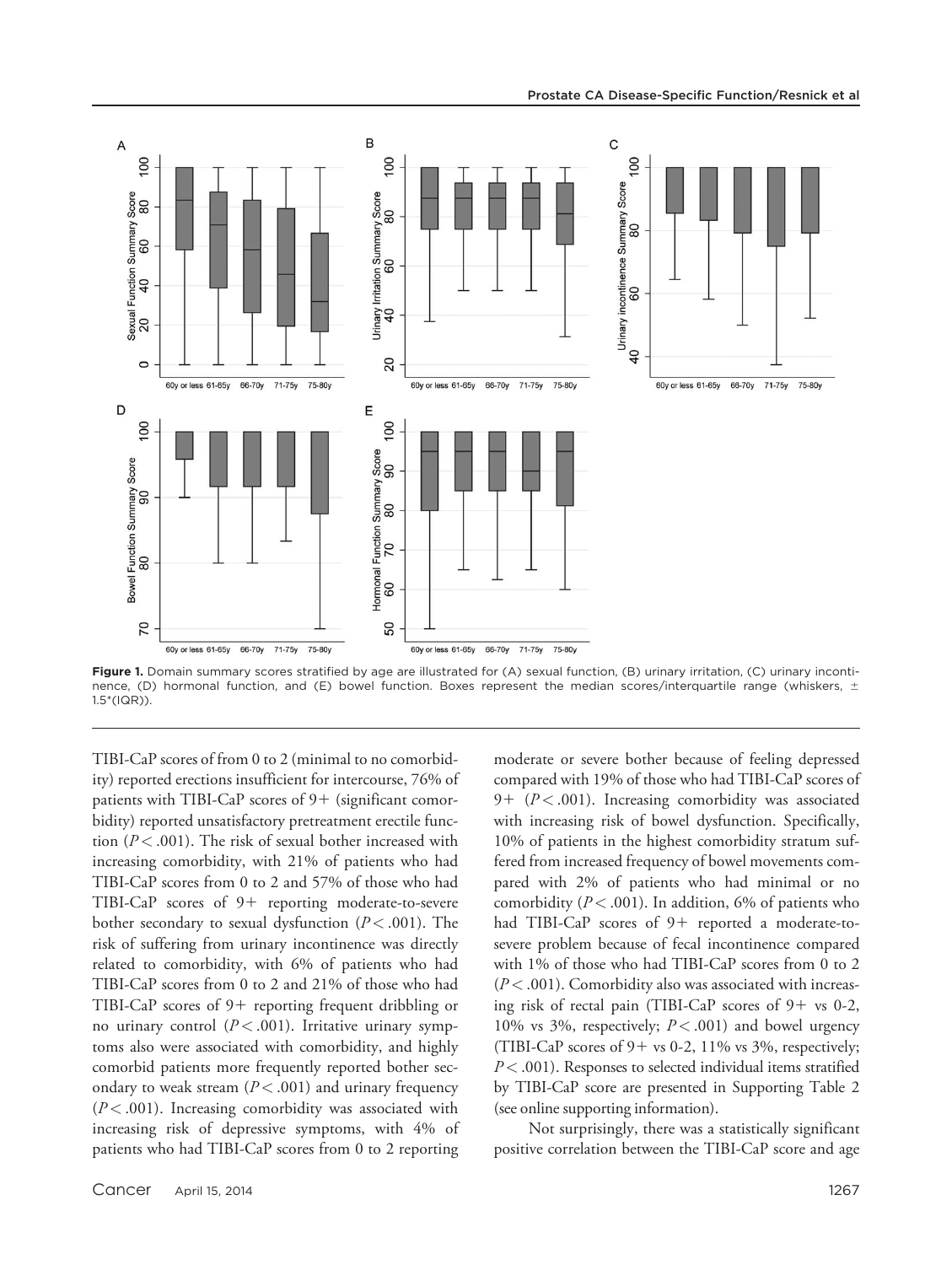**Figure 1.** Domain summary scores stratified by age are illustrated for (A) sexual function, (B) urinary irritation, (C) urinary incontinence, (D) hormonal function, and (E) bowel function. Boxes represent the median scores/interquartile range (whiskers, ± 1.5*(IQR)).

TIBI-CaP scores of from 0 to 2 (minimal to no comorbidity) reported erections insufficient for intercourse, 76% of patients with TIBI-CaP scores of 9+ (significant comorbidity) reported unsatisfactory pretreatment erectile function ($P < .001$). The risk of sexual bother increased with increasing comorbidity, with 21% of patients who had TIBI-CaP scores from 0 to 2 and 57% of those who had TIBI-CaP scores of 9+ reporting moderate-to-severe bother secondary to sexual dysfunction ($P < .001$). The risk of suffering from urinary incontinence was directly related to comorbidity, with 6% of patients who had TIBI-CaP scores from 0 to 2 and 21% of those who had TIBI-CaP scores of 9+ reporting frequent dribbling or no urinary control ($P < .001$). Irritative urinary symptoms also were associated with comorbidity, and highly comorbid patients more frequently reported bother secondary to weak stream ($P < .001$) and urinary frequency ($P < .001$). Increasing comorbidity was associated with increasing risk of depressive symptoms, with 4% of patients who had TIBI-CaP scores from 0 to 2 reporting moderate or severe bother because of feeling depressed compared with 19% of those who had TIBI-CaP scores of 9+ ($P < .001$). Increasing comorbidity was associated with increasing risk of bowel dysfunction. Specifically, 10% of patients in the highest comorbidity stratum suffered from increased frequency of bowel movements compared with 2% of patients who had minimal or no comorbidity ($P < .001$). In addition, 6% of patients who had TIBI-CaP scores of 9+ reported a moderate-to-severe problem because of fecal incontinence compared with 1% of those who had TIBI-CaP scores from 0 to 2 ($P < .001$). Comorbidity also was associated with increasing risk of rectal pain (TIBI-CaP scores of 9+ vs 0-2, 10% vs 3%, respectively; $P < .001$) and bowel urgency (TIBI-CaP scores of 9+ vs 0-2, 11% vs 3%, respectively; $P < .001$). Responses to selected individual items stratified by TIBI-CaP score are presented in Supporting Table 2 (see online supporting information).

Not surprisingly, there was a statistically significant positive correlation between the TIBI-CaP score and age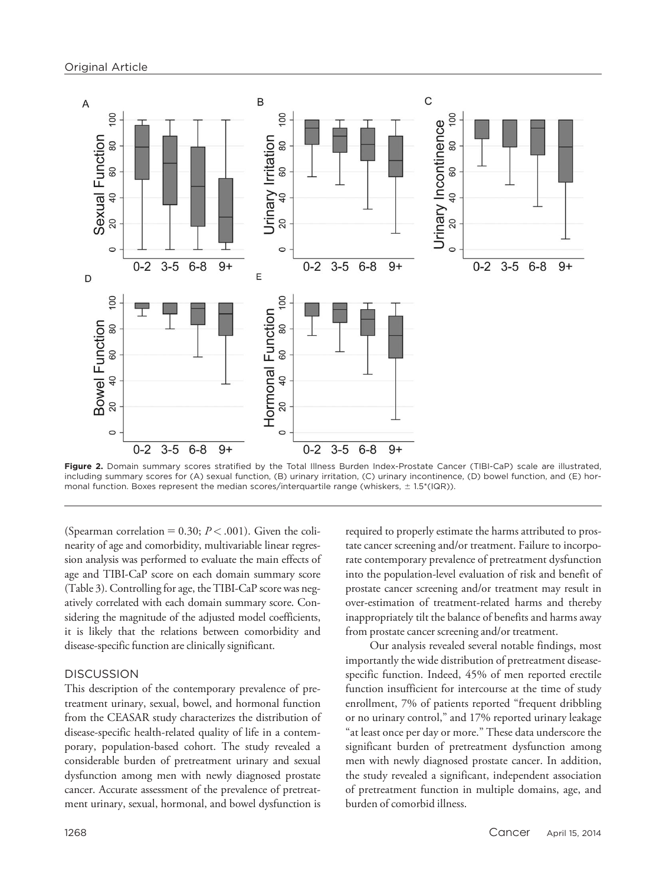Figure 2. Domain summary scores stratified by the Total Illness Burden Index-Prostate Cancer (TIBI-CaP) scale are illustrated, including summary scores for (A) sexual function, (B) urinary irritation, (C) urinary incontinence, (D) bowel function, and (E) hormonal function. Boxes represent the median scores/interquartile range (whiskers, ± 1.5*(IQR)).

(Spearman correlation = 0.30; $P < .001$). Given the colinearity of age and comorbidity, multivariable linear regression analysis was performed to evaluate the main effects of age and TIBI-CaP score on each domain summary score (Table 3). Controlling for age, the TIBI-CaP score was negatively correlated with each domain summary score. Considering the magnitude of the adjusted model coefficients, it is likely that the relations between comorbidity and disease-specific function are clinically significant.

## DISCUSSION

This description of the contemporary prevalence of pretreatment urinary, sexual, bowel, and hormonal function from the CEASAR study characterizes the distribution of disease-specific health-related quality of life in a contemporary, population-based cohort. The study revealed a considerable burden of pretreatment urinary and sexual dysfunction among men with newly diagnosed prostate cancer. Accurate assessment of the prevalence of pretreatment urinary, sexual, hormonal, and bowel dysfunction is required to properly estimate the harms attributed to prostate cancer screening and/or treatment. Failure to incorporate contemporary prevalence of pretreatment dysfunction into the population-level evaluation of risk and benefit of prostate cancer screening and/or treatment may result in over-estimation of treatment-related harms and thereby inappropriately tilt the balance of benefits and harms away from prostate cancer screening and/or treatment.

Our analysis revealed several notable findings, most importantly the wide distribution of pretreatment disease-specific function. Indeed, 45% of men reported erectile function insufficient for intercourse at the time of study enrollment, 7% of patients reported "frequent dribbling or no urinary control," and 17% reported urinary leakage "at least once per day or more." These data underscore the significant burden of pretreatment dysfunction among men with newly diagnosed prostate cancer. In addition, the study revealed a significant, independent association of pretreatment function in multiple domains, age, and burden of comorbid illness.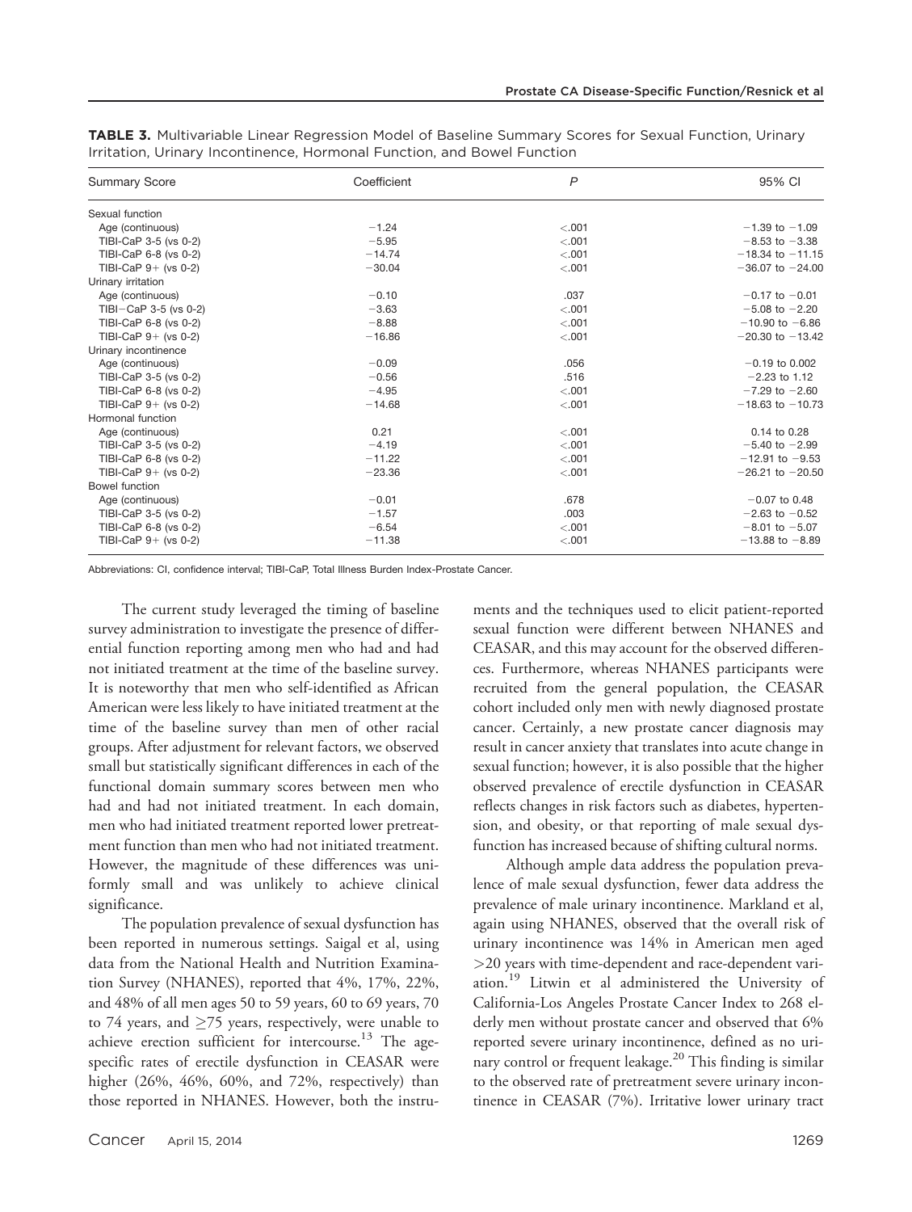**TABLE 3.** Multivariable Linear Regression Model of Baseline Summary Scores for Sexual Function, Urinary Irritation, Urinary Incontinence, Hormonal Function, and Bowel Function

| Summary Score | Coefficient | P | 95% CI |
|---|---|---|---|
| Sexual function | | | |
| Age (continuous) | −1.24 | <.001 | −1.39 to −1.09 |
| TIBI-CaP 3-5 (vs 0-2) | −5.95 | <.001 | −8.53 to −3.38 |
| TIBI-CaP 6-8 (vs 0-2) | −14.74 | <.001 | −18.34 to −11.15 |
| TIBI-CaP 9+ (vs 0-2) | −30.04 | <.001 | −36.07 to −24.00 |
| Urinary irritation | | | |
| Age (continuous) | −0.10 | .037 | −0.17 to −0.01 |
| TIBI−CaP 3-5 (vs 0-2) | −3.63 | <.001 | −5.08 to −2.20 |
| TIBI-CaP 6-8 (vs 0-2) | −8.88 | <.001 | −10.90 to −6.86 |
| TIBI-CaP 9+ (vs 0-2) | −16.86 | <.001 | −20.30 to −13.42 |
| Urinary incontinence | | | |
| Age (continuous) | −0.09 | .056 | −0.19 to 0.002 |
| TIBI-CaP 3-5 (vs 0-2) | −0.56 | .516 | −2.23 to 1.12 |
| TIBI-CaP 6-8 (vs 0-2) | −4.95 | <.001 | −7.29 to −2.60 |
| TIBI-CaP 9+ (vs 0-2) | −14.68 | <.001 | −18.63 to −10.73 |
| Hormonal function | | | |
| Age (continuous) | 0.21 | <.001 | 0.14 to 0.28 |
| TIBI-CaP 3-5 (vs 0-2) | −4.19 | <.001 | −5.40 to −2.99 |
| TIBI-CaP 6-8 (vs 0-2) | −11.22 | <.001 | −12.91 to −9.53 |
| TIBI-CaP 9+ (vs 0-2) | −23.36 | <.001 | −26.21 to −20.50 |
| Bowel function | | | |
| Age (continuous) | −0.01 | .678 | −0.07 to 0.48 |
| TIBI-CaP 3-5 (vs 0-2) | −1.57 | .003 | −2.63 to −0.52 |
| TIBI-CaP 6-8 (vs 0-2) | −6.54 | <.001 | −8.01 to −5.07 |
| TIBI-CaP 9+ (vs 0-2) | −11.38 | <.001 | −13.88 to −8.89 |

Abbreviations: CI, confidence interval; TIBI-CaP, Total Illness Burden Index-Prostate Cancer.

The current study leveraged the timing of baseline survey administration to investigate the presence of differential function reporting among men who had and had not initiated treatment at the time of the baseline survey. It is noteworthy that men who self-identified as African American were less likely to have initiated treatment at the time of the baseline survey than men of other racial groups. After adjustment for relevant factors, we observed small but statistically significant differences in each of the functional domain summary scores between men who had and had not initiated treatment. In each domain, men who had initiated treatment reported lower pretreatment function than men who had not initiated treatment. However, the magnitude of these differences was uniformly small and was unlikely to achieve clinical significance.

The population prevalence of sexual dysfunction has been reported in numerous settings. Saigal et al, using data from the National Health and Nutrition Examination Survey (NHANES), reported that 4%, 17%, 22%, and 48% of all men ages 50 to 59 years, 60 to 69 years, 70 to 74 years, and ≥75 years, respectively, were unable to achieve erection sufficient for intercourse.[13] The age-specific rates of erectile dysfunction in CEASAR were higher (26%, 46%, 60%, and 72%, respectively) than those reported in NHANES. However, both the instruments and the techniques used to elicit patient-reported sexual function were different between NHANES and CEASAR, and this may account for the observed differences. Furthermore, whereas NHANES participants were recruited from the general population, the CEASAR cohort included only men with newly diagnosed prostate cancer. Certainly, a new prostate cancer diagnosis may result in cancer anxiety that translates into acute change in sexual function; however, it is also possible that the higher observed prevalence of erectile dysfunction in CEASAR reflects changes in risk factors such as diabetes, hypertension, and obesity, or that reporting of male sexual dysfunction has increased because of shifting cultural norms.

Although ample data address the population prevalence of male sexual dysfunction, fewer data address the prevalence of male urinary incontinence. Markland et al, again using NHANES, observed that the overall risk of urinary incontinence was 14% in American men aged >20 years with time-dependent and race-dependent variation.[19] Litwin et al administered the University of California-Los Angeles Prostate Cancer Index to 268 elderly men without prostate cancer and observed that 6% reported severe urinary incontinence, defined as no urinary control or frequent leakage.[20] This finding is similar to the observed rate of pretreatment severe urinary incontinence in CEASAR (7%). Irritative lower urinary tract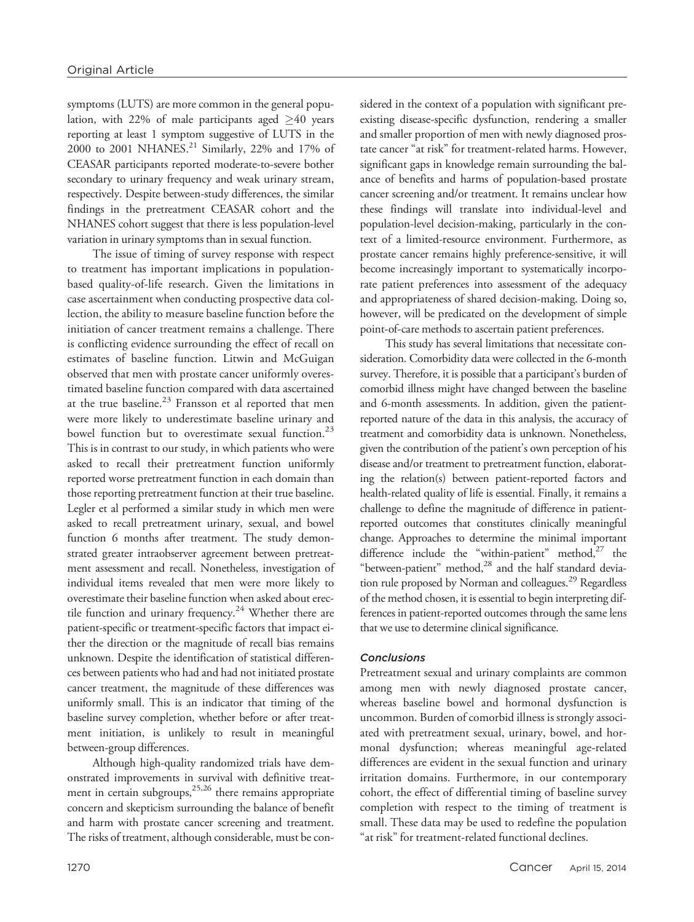symptoms (LUTS) are more common in the general population, with 22% of male participants aged ≥40 years reporting at least 1 symptom suggestive of LUTS in the 2000 to 2001 NHANES.[21] Similarly, 22% and 17% of CEASAR participants reported moderate-to-severe bother secondary to urinary frequency and weak urinary stream, respectively. Despite between-study differences, the similar findings in the pretreatment CEASAR cohort and the NHANES cohort suggest that there is less population-level variation in urinary symptoms than in sexual function.

The issue of timing of survey response with respect to treatment has important implications in population-based quality-of-life research. Given the limitations in case ascertainment when conducting prospective data collection, the ability to measure baseline function before the initiation of cancer treatment remains a challenge. There is conflicting evidence surrounding the effect of recall on estimates of baseline function. Litwin and McGuigan observed that men with prostate cancer uniformly overestimated baseline function compared with data ascertained at the true baseline.[23] Fransson et al reported that men were more likely to underestimate baseline urinary and bowel function but to overestimate sexual function.[23] This is in contrast to our study, in which patients who were asked to recall their pretreatment function uniformly reported worse pretreatment function in each domain than those reporting pretreatment function at their true baseline. Legler et al performed a similar study in which men were asked to recall pretreatment urinary, sexual, and bowel function 6 months after treatment. The study demonstrated greater intraobserver agreement between pretreatment assessment and recall. Nonetheless, investigation of individual items revealed that men were more likely to overestimate their baseline function when asked about erectile function and urinary frequency.[24] Whether there are patient-specific or treatment-specific factors that impact either the direction or the magnitude of recall bias remains unknown. Despite the identification of statistical differences between patients who had and had not initiated prostate cancer treatment, the magnitude of these differences was uniformly small. This is an indicator that timing of the baseline survey completion, whether before or after treatment initiation, is unlikely to result in meaningful between-group differences.

Although high-quality randomized trials have demonstrated improvements in survival with definitive treatment in certain subgroups,[25,26] there remains appropriate concern and skepticism surrounding the balance of benefit and harm with prostate cancer screening and treatment. The risks of treatment, although considerable, must be considered in the context of a population with significant preexisting disease-specific dysfunction, rendering a smaller and smaller proportion of men with newly diagnosed prostate cancer "at risk" for treatment-related harms. However, significant gaps in knowledge remain surrounding the balance of benefits and harms of population-based prostate cancer screening and/or treatment. It remains unclear how these findings will translate into individual-level and population-level decision-making, particularly in the context of a limited-resource environment. Furthermore, as prostate cancer remains highly preference-sensitive, it will become increasingly important to systematically incorporate patient preferences into assessment of the adequacy and appropriateness of shared decision-making. Doing so, however, will be predicated on the development of simple point-of-care methods to ascertain patient preferences.

This study has several limitations that necessitate consideration. Comorbidity data were collected in the 6-month survey. Therefore, it is possible that a participant's burden of comorbid illness might have changed between the baseline and 6-month assessments. In addition, given the patient-reported nature of the data in this analysis, the accuracy of treatment and comorbidity data is unknown. Nonetheless, given the contribution of the patient's own perception of his disease and/or treatment to pretreatment function, elaborating the relation(s) between patient-reported factors and health-related quality of life is essential. Finally, it remains a challenge to define the magnitude of difference in patient-reported outcomes that constitutes clinically meaningful change. Approaches to determine the minimal important difference include the "within-patient" method,[27] the "between-patient" method,[28] and the half standard deviation rule proposed by Norman and colleagues.[29] Regardless of the method chosen, it is essential to begin interpreting differences in patient-reported outcomes through the same lens that we use to determine clinical significance.

### Conclusions

Pretreatment sexual and urinary complaints are common among men with newly diagnosed prostate cancer, whereas baseline bowel and hormonal dysfunction is uncommon. Burden of comorbid illness is strongly associated with pretreatment sexual, urinary, bowel, and hormonal dysfunction; whereas meaningful age-related differences are evident in the sexual function and urinary irritation domains. Furthermore, in our contemporary cohort, the effect of differential timing of baseline survey completion with respect to the timing of treatment is small. These data may be used to redefine the population "at risk" for treatment-related functional declines.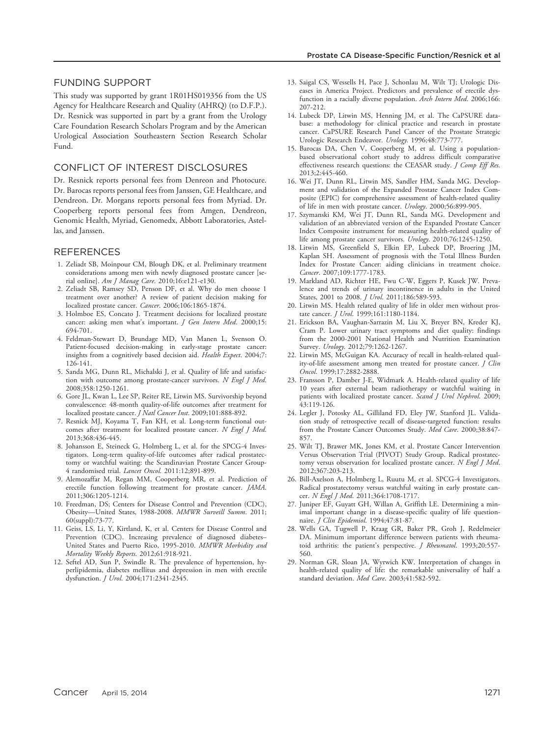## FUNDING SUPPORT

This study was supported by grant 1R01HS019356 from the US Agency for Healthcare Research and Quality (AHRQ) (to D.F.P.). Dr. Resnick was supported in part by a grant from the Urology Care Foundation Research Scholars Program and by the American Urological Association Southeastern Section Research Scholar Fund.

## CONFLICT OF INTEREST DISCLOSURES

Dr. Resnick reports personal fees from Denreon and Photocure. Dr. Barocas reports personal fees from Janssen, GE Healthcare, and Dendreon. Dr. Morgans reports personal fees from Myriad. Dr. Cooperberg reports personal fees from Amgen, Dendreon, Genomic Health, Myriad, Genomedx, Abbott Laboratories, Astellas, and Janssen.

## REFERENCES

1. Zeliadt SB, Moinpour CM, Blough DK, et al. Preliminary treatment considerations among men with newly diagnosed prostate cancer [serial online]. *Am J Manag Care*. 2010;16:e121-e130.
2. Zeliadt SB, Ramsey SD, Penson DF, et al. Why do men choose 1 treatment over another? A review of patient decision making for localized prostate cancer. *Cancer*. 2006;106:1865-1874.
3. Holmboe ES, Concato J. Treatment decisions for localized prostate cancer: asking men what's important. *J Gen Intern Med*. 2000;15: 694-701.
4. Feldman-Stewart D, Brundage MD, Van Manen L, Svenson O. Patient-focused decision-making in early-stage prostate cancer: insights from a cognitively based decision aid. *Health Expect*. 2004;7: 126-141.
5. Sanda MG, Dunn RL, Michalski J, et al. Quality of life and satisfaction with outcome among prostate-cancer survivors. *N Engl J Med*. 2008;358:1250-1261.
6. Gore JL, Kwan L, Lee SP, Reiter RE, Litwin MS. Survivorship beyond convalescence: 48-month quality-of-life outcomes after treatment for localized prostate cancer. *J Natl Cancer Inst*. 2009;101:888-892.
7. Resnick MJ, Koyama T, Fan KH, et al. Long-term functional outcomes after treatment for localized prostate cancer. *N Engl J Med*. 2013;368:436-445.
8. Johansson E, Steineck G, Holmberg L, et al. for the SPCG-4 Investigators. Long-term quality-of-life outcomes after radical prostatectomy or watchful waiting: the Scandinavian Prostate Cancer Group-4 randomised trial. *Lancet Oncol*. 2011:12;891-899.
9. Alemozaffar M, Regan MM, Cooperberg MR, et al. Prediction of erectile function following treatment for prostate cancer. *JAMA*. 2011;306:1205-1214.
10. Freedman, DS; Centers for Disease Control and Prevention (CDC), Obesity—United States, 1988-2008. *MMWR Surveill Summ*. 2011; 60(suppl):73-77.
11. Geiss, LS, Li, Y, Kirtland, K, et al. Centers for Disease Control and Prevention (CDC). Increasing prevalence of diagnosed diabetes–United States and Puerto Rico, 1995-2010. *MMWR Morbidity and Mortality Weekly Reports*. 2012;61:918-921.
12. Seftel AD, Sun P, Swindle R. The prevalence of hypertension, hyperlipidemia, diabetes mellitus and depression in men with erectile dysfunction. *J Urol*. 2004;171:2341-2345.
13. Saigal CS, Wessells H, Pace J, Schonlau M, Wilt TJ; Urologic Diseases in America Project. Predictors and prevalence of erectile dysfunction in a racially diverse population. *Arch Intern Med*. 2006;166: 207-212.
14. Lubeck DP, Litwin MS, Henning JM, et al. The CaPSURE database: a methodology for clinical practice and research in prostate cancer. CaPSURE Research Panel Cancer of the Prostate Strategic Urologic Research Endeavor. *Urology*. 1996;48:773-777.
15. Barocas DA, Chen V, Cooperberg M, et al. Using a population-based observational cohort study to address difficult comparative effectiveness research questions: the CEASAR study. *J Comp Eff Res*. 2013;2:445-460.
16. Wei JT, Dunn RL, Litwin MS, Sandler HM, Sanda MG. Development and validation of the Expanded Prostate Cancer Index Composite (EPIC) for comprehensive assessment of health-related quality of life in men with prostate cancer. *Urology*. 2000;56:899-905.
17. Szymanski KM, Wei JT, Dunn RL, Sanda MG. Development and validation of an abbreviated version of the Expanded Prostate Cancer Index Composite instrument for measuring health-related quality of life among prostate cancer survivors. *Urology*. 2010;76:1245-1250.
18. Litwin MS, Greenfield S, Elkin EP, Lubeck DP, Broering JM, Kaplan SH. Assessment of prognosis with the Total Illness Burden Index for Prostate Cancer: aiding clinicians in treatment choice. *Cancer*. 2007;109:1777-1783.
19. Markland AD, Richter HE, Fwu C-W, Eggers P, Kusek JW. Prevalence and trends of urinary incontinence in adults in the United States, 2001 to 2008. *J Urol*. 2011;186:589-593.
20. Litwin MS. Health related quality of life in older men without prostate cancer. *J Urol*. 1999;161:1180-1184.
21. Erickson BA, Vaughan-Sarrazin M, Liu X, Breyer BN, Kreder KJ, Cram P. Lower urinary tract symptoms and diet quality: findings from the 2000-2001 National Health and Nutrition Examination Survey. *Urology*. 2012;79:1262-1267.
22. Litwin MS, McGuigan KA. Accuracy of recall in health-related quality-of-life assessment among men treated for prostate cancer. *J Clin Oncol*. 1999;17:2882-2888.
23. Fransson P, Damber J-E, Widmark A. Health-related quality of life 10 years after external beam radiotherapy or watchful waiting in patients with localized prostate cancer. *Scand J Urol Nephrol*. 2009; 43:119-126.
24. Legler J, Potosky AL, Gilliland FD, Eley JW, Stanford JL. Validation study of retrospective recall of disease-targeted function: results from the Prostate Cancer Outcomes Study. *Med Care*. 2000;38:847-857.
25. Wilt TJ, Brawer MK, Jones KM, et al. Prostate Cancer Intervention Versus Observation Trial (PIVOT) Study Group. Radical prostatectomy versus observation for localized prostate cancer. *N Engl J Med*. 2012;367:203-213.
26. Bill-Axelson A, Holmberg L, Ruutu M, et al. SPCG-4 Investigators. Radical prostatectomy versus watchful waiting in early prostate cancer. *N Engl J Med*. 2011;364:1708-1717.
27. Juniper EF, Guyatt GH, Willan A, Griffith LE. Determining a minimal important change in a disease-specific quality of life questionnaire. *J Clin Epidemiol*. 1994;47:81-87.
28. Wells GA, Tugwell P, Kraag GR, Baker PR, Groh J, Redelmeier DA. Minimum important difference between patients with rheumatoid arthritis: the patient's perspective. *J Rheumatol*. 1993;20:557-560.
29. Norman GR, Sloan JA, Wyrwich KW. Interpretation of changes in health-related quality of life: the remarkable universality of half a standard deviation. *Med Care*. 2003;41:582-592.